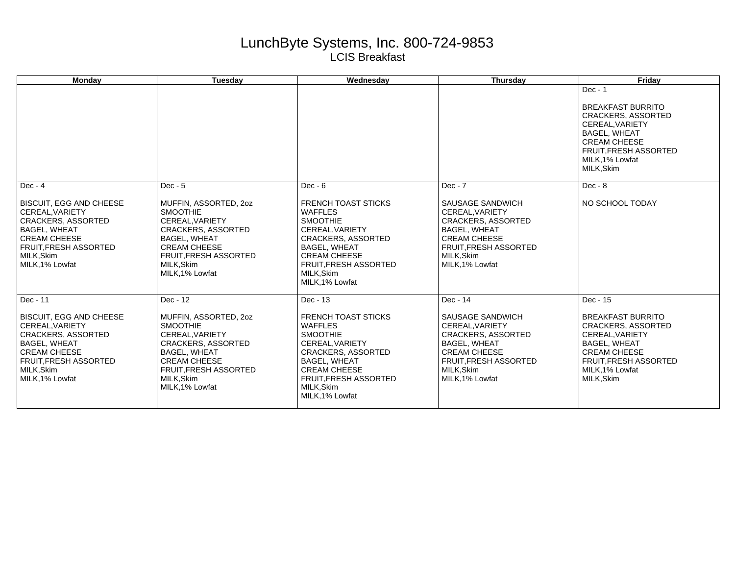# LunchByte Systems, Inc. 800-724-9853

## LCIS Breakfast

| Monday | Tuesday | Wednesday | Thursday | Friday |
|---|---|---|---|---|
| | | | | Dec - 1<br><br>BREAKFAST BURRITO<br>CRACKERS, ASSORTED<br>CEREAL,VARIETY<br>BAGEL, WHEAT<br>CREAM CHEESE<br>FRUIT,FRESH ASSORTED<br>MILK,1% Lowfat<br>MILK,Skim |
| Dec - 4<br><br>BISCUIT, EGG AND CHEESE<br>CEREAL,VARIETY<br>CRACKERS, ASSORTED<br>BAGEL, WHEAT<br>CREAM CHEESE<br>FRUIT,FRESH ASSORTED<br>MILK,Skim<br>MILK,1% Lowfat | Dec - 5<br><br>MUFFIN, ASSORTED, 2oz<br>SMOOTHIE<br>CEREAL,VARIETY<br>CRACKERS, ASSORTED<br>BAGEL, WHEAT<br>CREAM CHEESE<br>FRUIT,FRESH ASSORTED<br>MILK,Skim<br>MILK,1% Lowfat | Dec - 6<br><br>FRENCH TOAST STICKS<br>WAFFLES<br>SMOOTHIE<br>CEREAL,VARIETY<br>CRACKERS, ASSORTED<br>BAGEL, WHEAT<br>CREAM CHEESE<br>FRUIT,FRESH ASSORTED<br>MILK,Skim<br>MILK,1% Lowfat | Dec - 7<br><br>SAUSAGE SANDWICH<br>CEREAL,VARIETY<br>CRACKERS, ASSORTED<br>BAGEL, WHEAT<br>CREAM CHEESE<br>FRUIT,FRESH ASSORTED<br>MILK,Skim<br>MILK,1% Lowfat | Dec - 8<br><br>NO SCHOOL TODAY |
| Dec - 11<br><br>BISCUIT, EGG AND CHEESE<br>CEREAL,VARIETY<br>CRACKERS, ASSORTED<br>BAGEL, WHEAT<br>CREAM CHEESE<br>FRUIT,FRESH ASSORTED<br>MILK,Skim<br>MILK,1% Lowfat | Dec - 12<br><br>MUFFIN, ASSORTED, 2oz<br>SMOOTHIE<br>CEREAL,VARIETY<br>CRACKERS, ASSORTED<br>BAGEL, WHEAT<br>CREAM CHEESE<br>FRUIT,FRESH ASSORTED<br>MILK,Skim<br>MILK,1% Lowfat | Dec - 13<br><br>FRENCH TOAST STICKS<br>WAFFLES<br>SMOOTHIE<br>CEREAL,VARIETY<br>CRACKERS, ASSORTED<br>BAGEL, WHEAT<br>CREAM CHEESE<br>FRUIT,FRESH ASSORTED<br>MILK,Skim<br>MILK,1% Lowfat | Dec - 14<br><br>SAUSAGE SANDWICH<br>CEREAL,VARIETY<br>CRACKERS, ASSORTED<br>BAGEL, WHEAT<br>CREAM CHEESE<br>FRUIT,FRESH ASSORTED<br>MILK,Skim<br>MILK,1% Lowfat | Dec - 15<br><br>BREAKFAST BURRITO<br>CRACKERS, ASSORTED<br>CEREAL,VARIETY<br>BAGEL, WHEAT<br>CREAM CHEESE<br>FRUIT,FRESH ASSORTED<br>MILK,1% Lowfat<br>MILK,Skim |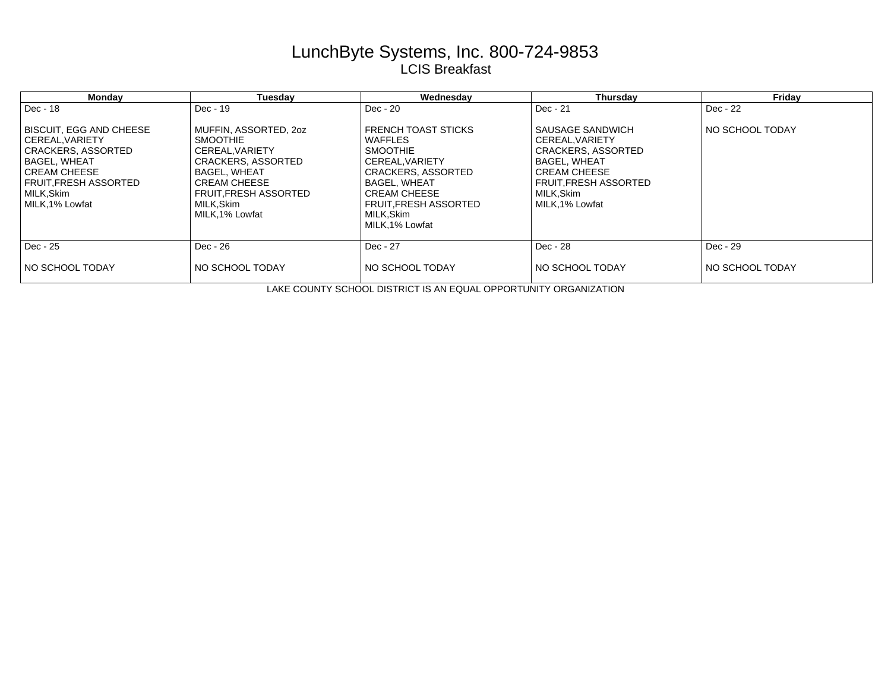# LunchByte Systems, Inc. 800-724-9853

## LCIS Breakfast

| Monday | Tuesday | Wednesday | Thursday | Friday |
|---|---|---|---|---|
| Dec - 18<br><br>BISCUIT, EGG AND CHEESE<br>CEREAL,VARIETY<br>CRACKERS, ASSORTED<br>BAGEL, WHEAT<br>CREAM CHEESE<br>FRUIT,FRESH ASSORTED<br>MILK,Skim<br>MILK,1% Lowfat | Dec - 19<br><br>MUFFIN, ASSORTED, 2oz<br>SMOOTHIE<br>CEREAL,VARIETY<br>CRACKERS, ASSORTED<br>BAGEL, WHEAT<br>CREAM CHEESE<br>FRUIT,FRESH ASSORTED<br>MILK,Skim<br>MILK,1% Lowfat | Dec - 20<br><br>FRENCH TOAST STICKS<br>WAFFLES<br>SMOOTHIE<br>CEREAL,VARIETY<br>CRACKERS, ASSORTED<br>BAGEL, WHEAT<br>CREAM CHEESE<br>FRUIT,FRESH ASSORTED<br>MILK,Skim<br>MILK,1% Lowfat | Dec - 21<br><br>SAUSAGE SANDWICH<br>CEREAL,VARIETY<br>CRACKERS, ASSORTED<br>BAGEL, WHEAT<br>CREAM CHEESE<br>FRUIT,FRESH ASSORTED<br>MILK,Skim<br>MILK,1% Lowfat | Dec - 22<br><br>NO SCHOOL TODAY |
| Dec - 25<br><br>NO SCHOOL TODAY | Dec - 26<br><br>NO SCHOOL TODAY | Dec - 27<br><br>NO SCHOOL TODAY | Dec - 28<br><br>NO SCHOOL TODAY | Dec - 29<br><br>NO SCHOOL TODAY |

LAKE COUNTY SCHOOL DISTRICT IS AN EQUAL OPPORTUNITY ORGANIZATION